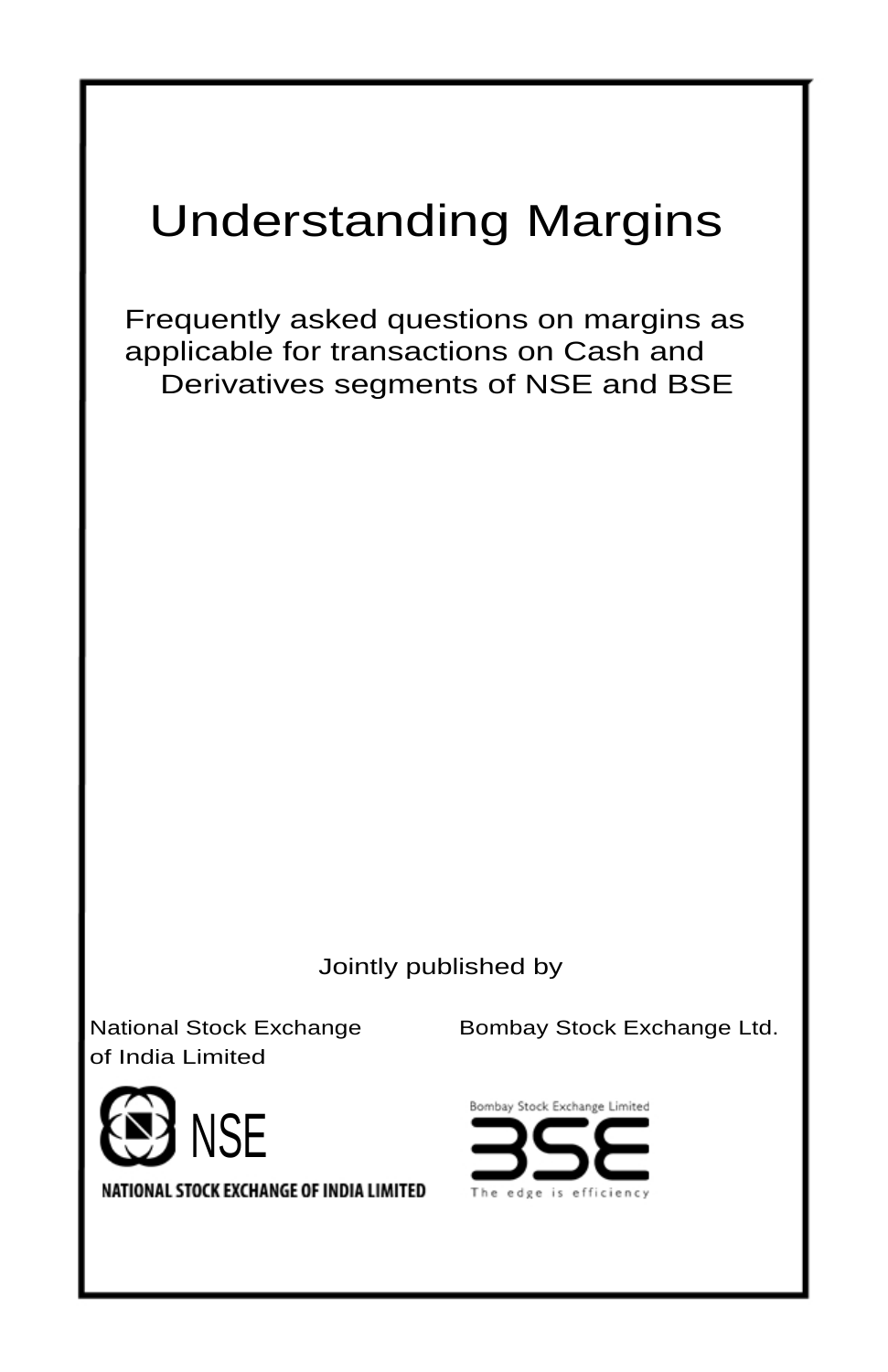# Understanding Margins

Frequently asked questions on margins as applicable for transactions on Cash and Derivatives segments of NSE and BSE

Jointly published by

National Stock Exchange of India Limited

Bombay Stock Exchange Ltd.

NSE

NATIONAL STOCK EXCHANGE OF INDIA LIMITED

Bombay Stock Exchange Limited

BSE

The edge is efficiency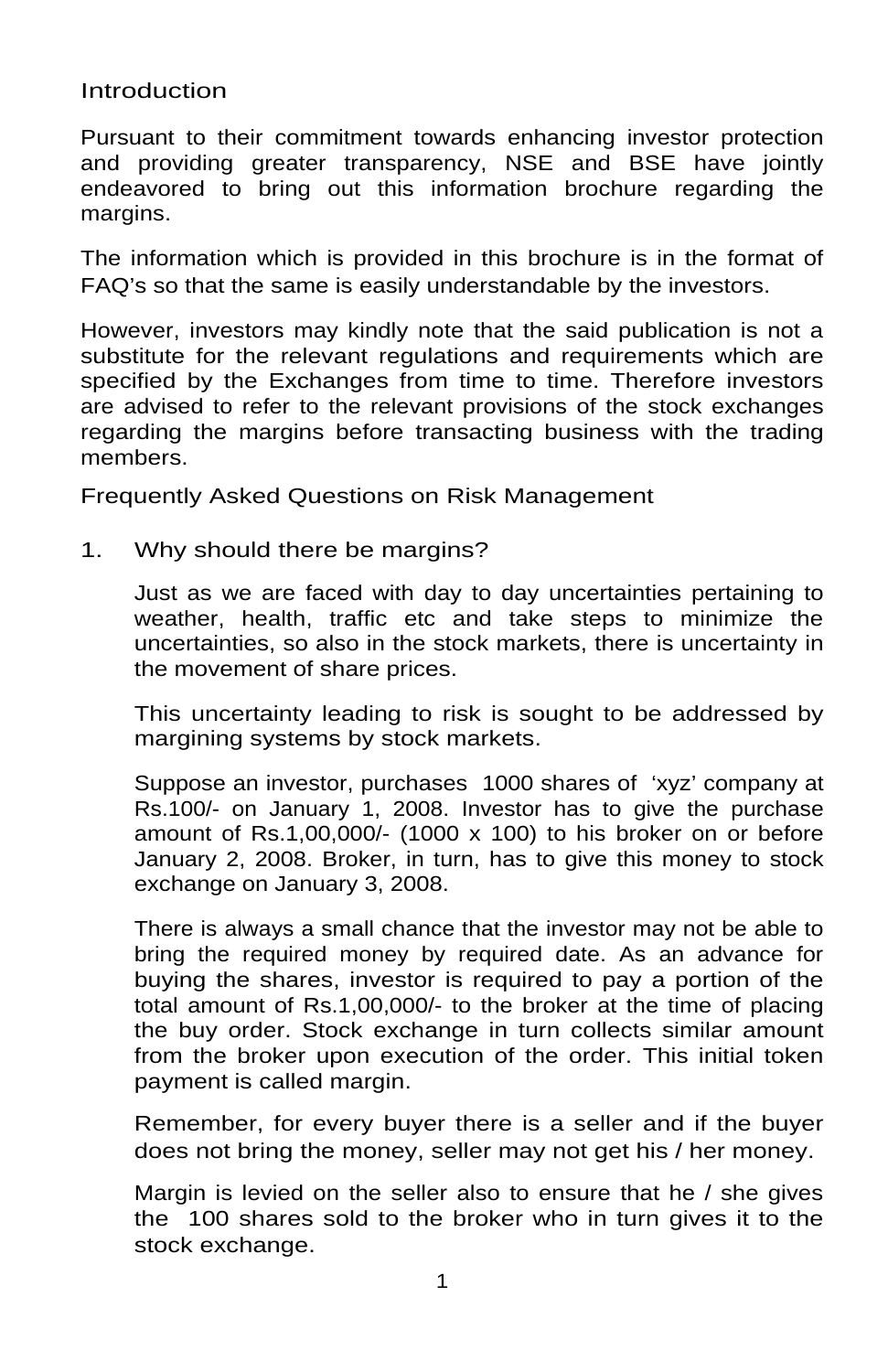## Introduction

Pursuant to their commitment towards enhancing investor protection and providing greater transparency, NSE and BSE have jointly endeavored to bring out this information brochure regarding the margins.

The information which is provided in this brochure is in the format of FAQ's so that the same is easily understandable by the investors.

However, investors may kindly note that the said publication is not a substitute for the relevant regulations and requirements which are specified by the Exchanges from time to time. Therefore investors are advised to refer to the relevant provisions of the stock exchanges regarding the margins before transacting business with the trading members.

## Frequently Asked Questions on Risk Management

### 1. Why should there be margins?

Just as we are faced with day to day uncertainties pertaining to weather, health, traffic etc and take steps to minimize the uncertainties, so also in the stock markets, there is uncertainty in the movement of share prices.

This uncertainty leading to risk is sought to be addressed by margining systems by stock markets.

Suppose an investor, purchases 1000 shares of 'xyz' company at Rs.100/- on January 1, 2008. Investor has to give the purchase amount of Rs.1,00,000/- (1000 x 100) to his broker on or before January 2, 2008. Broker, in turn, has to give this money to stock exchange on January 3, 2008.

There is always a small chance that the investor may not be able to bring the required money by required date. As an advance for buying the shares, investor is required to pay a portion of the total amount of Rs.1,00,000/- to the broker at the time of placing the buy order. Stock exchange in turn collects similar amount from the broker upon execution of the order. This initial token payment is called margin.

Remember, for every buyer there is a seller and if the buyer does not bring the money, seller may not get his / her money.

Margin is levied on the seller also to ensure that he / she gives the 100 shares sold to the broker who in turn gives it to the stock exchange.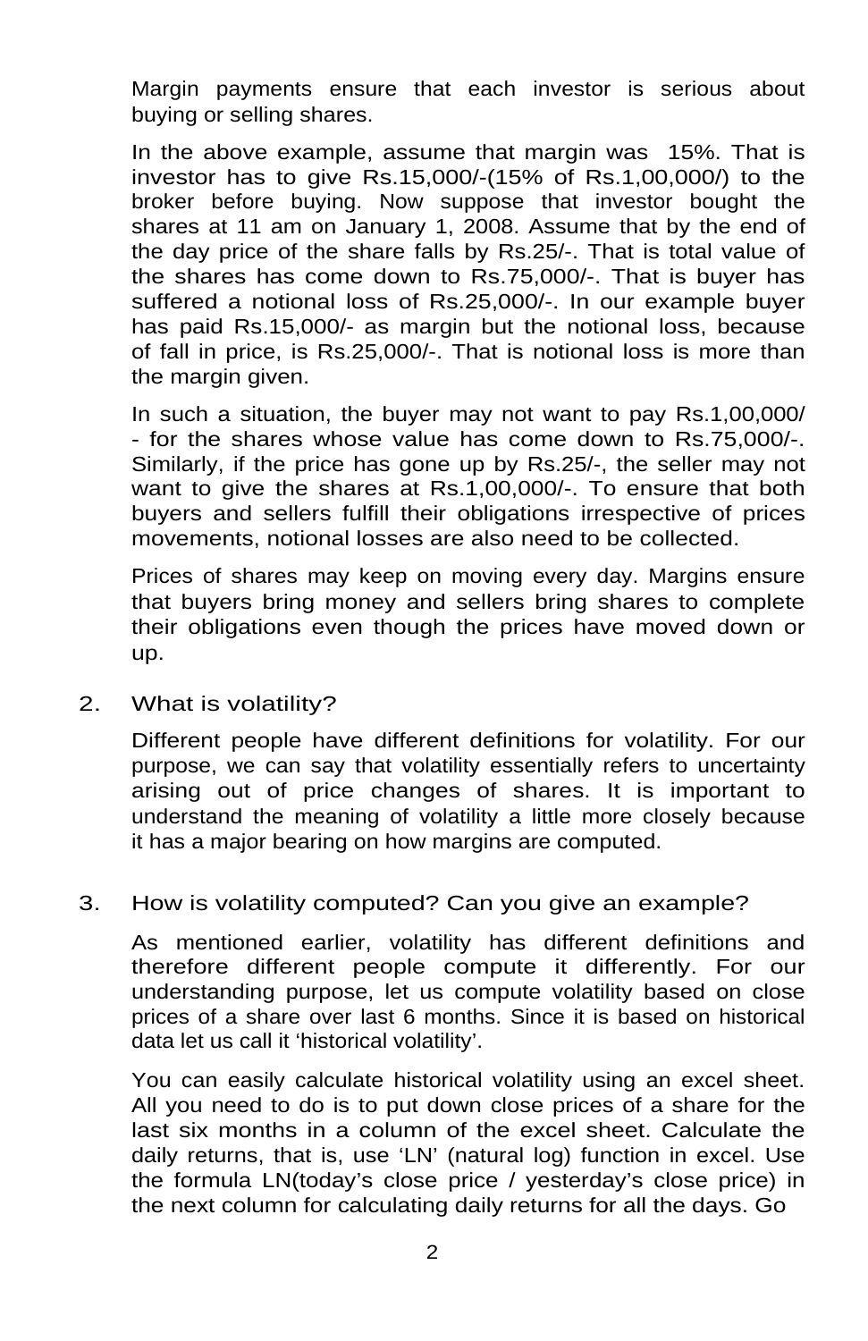Margin payments ensure that each investor is serious about buying or selling shares.

In the above example, assume that margin was 15%. That is investor has to give Rs.15,000/-(15% of Rs.1,00,000/) to the broker before buying. Now suppose that investor bought the shares at 11 am on January 1, 2008. Assume that by the end of the day price of the share falls by Rs.25/-. That is total value of the shares has come down to Rs.75,000/-. That is buyer has suffered a notional loss of Rs.25,000/-. In our example buyer has paid Rs.15,000/- as margin but the notional loss, because of fall in price, is Rs.25,000/-. That is notional loss is more than the margin given.

In such a situation, the buyer may not want to pay Rs.1,00,000/- for the shares whose value has come down to Rs.75,000/-. Similarly, if the price has gone up by Rs.25/-, the seller may not want to give the shares at Rs.1,00,000/-. To ensure that both buyers and sellers fulfill their obligations irrespective of prices movements, notional losses are also need to be collected.

Prices of shares may keep on moving every day. Margins ensure that buyers bring money and sellers bring shares to complete their obligations even though the prices have moved down or up.

2. What is volatility?

Different people have different definitions for volatility. For our purpose, we can say that volatility essentially refers to uncertainty arising out of price changes of shares. It is important to understand the meaning of volatility a little more closely because it has a major bearing on how margins are computed.

3. How is volatility computed? Can you give an example?

As mentioned earlier, volatility has different definitions and therefore different people compute it differently. For our understanding purpose, let us compute volatility based on close prices of a share over last 6 months. Since it is based on historical data let us call it 'historical volatility'.

You can easily calculate historical volatility using an excel sheet. All you need to do is to put down close prices of a share for the last six months in a column of the excel sheet. Calculate the daily returns, that is, use 'LN' (natural log) function in excel. Use the formula LN(today's close price / yesterday's close price) in the next column for calculating daily returns for all the days. Go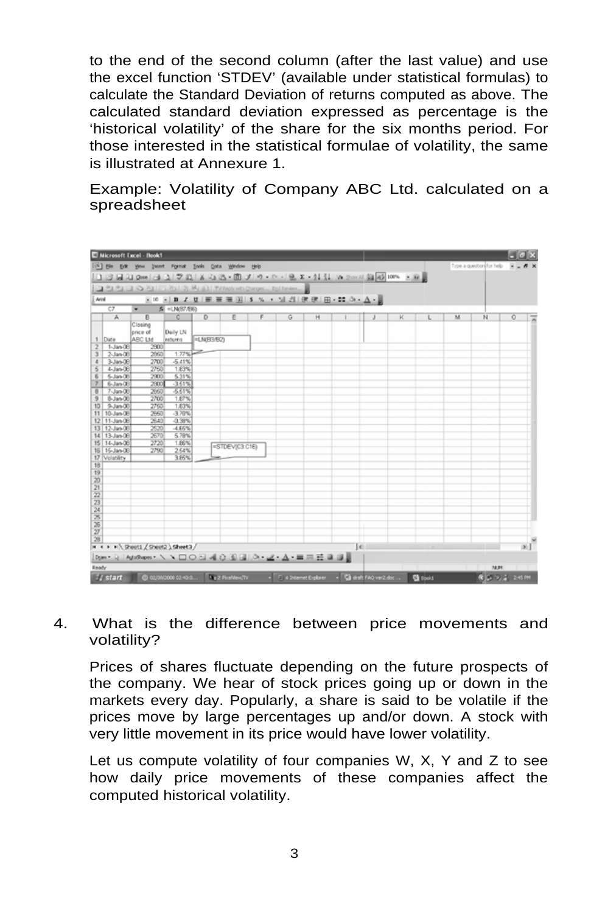to the end of the second column (after the last value) and use the excel function 'STDEV' (available under statistical formulas) to calculate the Standard Deviation of returns computed as above. The calculated standard deviation expressed as percentage is the 'historical volatility' of the share for the six months period. For those interested in the statistical formulae of volatility, the same is illustrated at Annexure 1.

Example: Volatility of Company ABC Ltd. calculated on a spreadsheet

| Date | Closing price of ABC Ltd | Daily LN returns |
|---|---|---|
| 1-Jan-08 | 2900 | |
| 2-Jan-08 | 2950 | 1.77% |
| 3-Jan-08 | 2700 | -5.41% |
| 4-Jan-08 | 2750 | 1.83% |
| 5-Jan-08 | 2900 | 5.31% |
| 6-Jan-08 | 2800 | -3.51% |
| 7-Jan-08 | 2650 | -5.51% |
| 8-Jan-08 | 2700 | 1.87% |
| 9-Jan-08 | 2750 | 1.83% |
| 10-Jan-08 | 2650 | -3.70% |
| 11-Jan-08 | 2640 | -0.38% |
| 12-Jan-08 | 2520 | -4.65% |
| 13-Jan-08 | 2670 | 5.78% |
| 14-Jan-08 | 2720 | 1.86% |
| 15-Jan-08 | 2790 | 2.54% |
| Volatility | | 3.85% |

=LN(B3/B2)

=STDEV(C3:C16)

4. What is the difference between price movements and volatility?

Prices of shares fluctuate depending on the future prospects of the company. We hear of stock prices going up or down in the markets every day. Popularly, a share is said to be volatile if the prices move by large percentages up and/or down. A stock with very little movement in its price would have lower volatility.

Let us compute volatility of four companies W, X, Y and Z to see how daily price movements of these companies affect the computed historical volatility.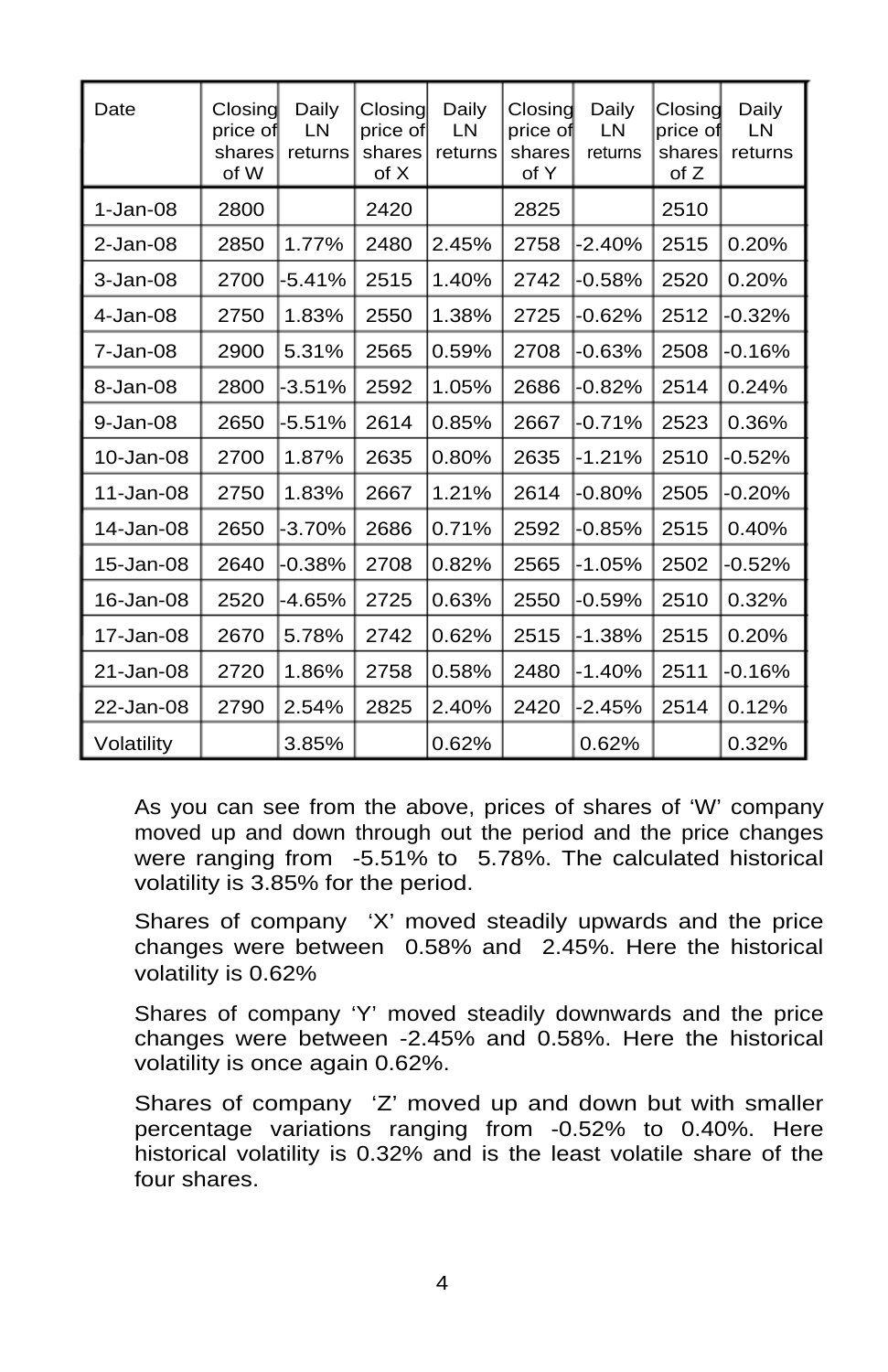| Date | Closing price of shares of W | Daily LN returns | Closing price of shares of X | Daily LN returns | Closing price of shares of Y | Daily LN returns | Closing price of shares of Z | Daily LN returns |
|---|---|---|---|---|---|---|---|---|
| 1-Jan-08 | 2800 | | 2420 | | 2825 | | 2510 | |
| 2-Jan-08 | 2850 | 1.77% | 2480 | 2.45% | 2758 | -2.40% | 2515 | 0.20% |
| 3-Jan-08 | 2700 | -5.41% | 2515 | 1.40% | 2742 | -0.58% | 2520 | 0.20% |
| 4-Jan-08 | 2750 | 1.83% | 2550 | 1.38% | 2725 | -0.62% | 2512 | -0.32% |
| 7-Jan-08 | 2900 | 5.31% | 2565 | 0.59% | 2708 | -0.63% | 2508 | -0.16% |
| 8-Jan-08 | 2800 | -3.51% | 2592 | 1.05% | 2686 | -0.82% | 2514 | 0.24% |
| 9-Jan-08 | 2650 | -5.51% | 2614 | 0.85% | 2667 | -0.71% | 2523 | 0.36% |
| 10-Jan-08 | 2700 | 1.87% | 2635 | 0.80% | 2635 | -1.21% | 2510 | -0.52% |
| 11-Jan-08 | 2750 | 1.83% | 2667 | 1.21% | 2614 | -0.80% | 2505 | -0.20% |
| 14-Jan-08 | 2650 | -3.70% | 2686 | 0.71% | 2592 | -0.85% | 2515 | 0.40% |
| 15-Jan-08 | 2640 | -0.38% | 2708 | 0.82% | 2565 | -1.05% | 2502 | -0.52% |
| 16-Jan-08 | 2520 | -4.65% | 2725 | 0.63% | 2550 | -0.59% | 2510 | 0.32% |
| 17-Jan-08 | 2670 | 5.78% | 2742 | 0.62% | 2515 | -1.38% | 2515 | 0.20% |
| 21-Jan-08 | 2720 | 1.86% | 2758 | 0.58% | 2480 | -1.40% | 2511 | -0.16% |
| 22-Jan-08 | 2790 | 2.54% | 2825 | 2.40% | 2420 | -2.45% | 2514 | 0.12% |
| Volatility | | 3.85% | | 0.62% | | 0.62% | | 0.32% |

As you can see from the above, prices of shares of 'W' company moved up and down through out the period and the price changes were ranging from -5.51% to 5.78%. The calculated historical volatility is 3.85% for the period.

Shares of company 'X' moved steadily upwards and the price changes were between 0.58% and 2.45%. Here the historical volatility is 0.62%

Shares of company 'Y' moved steadily downwards and the price changes were between -2.45% and 0.58%. Here the historical volatility is once again 0.62%.

Shares of company 'Z' moved up and down but with smaller percentage variations ranging from -0.52% to 0.40%. Here historical volatility is 0.32% and is the least volatile share of the four shares.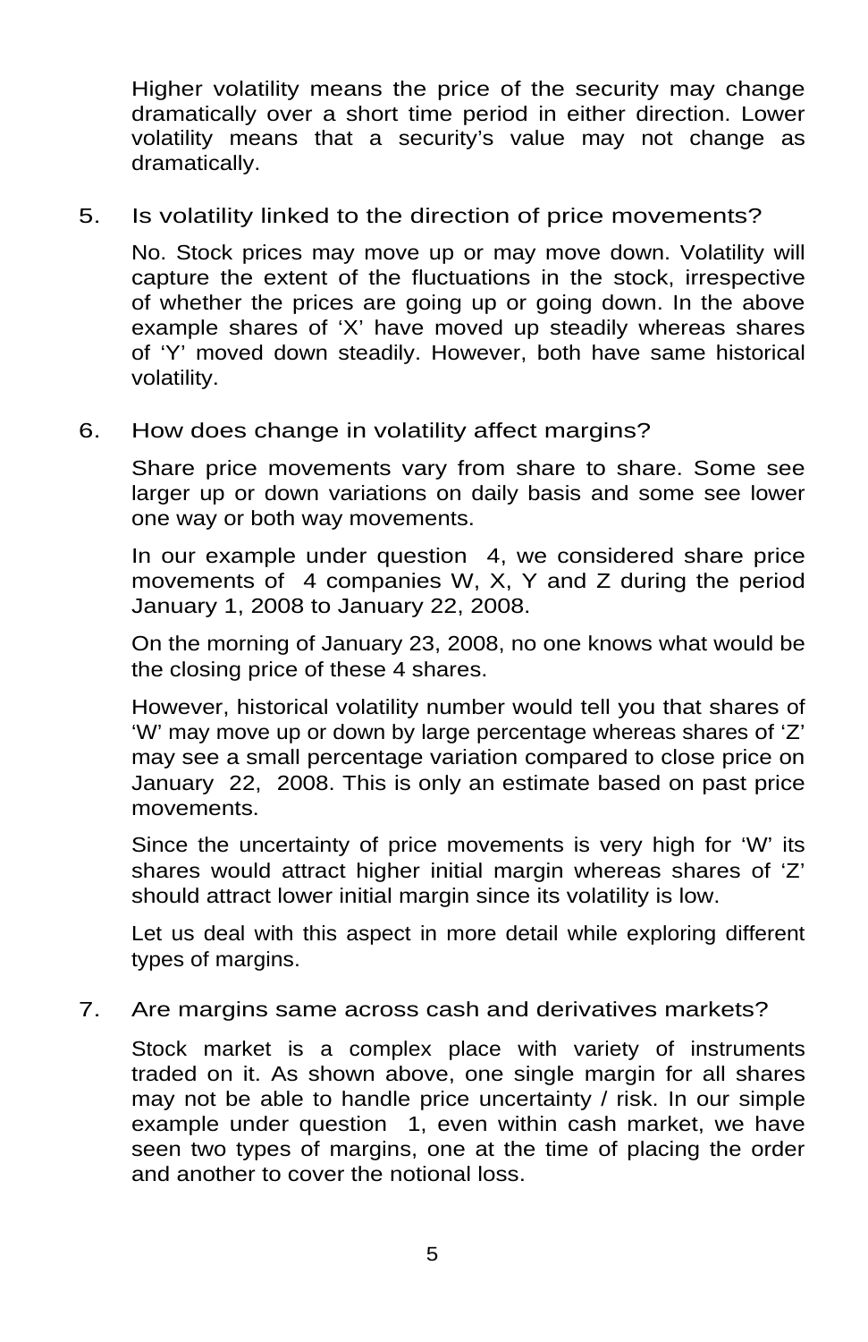Higher volatility means the price of the security may change dramatically over a short time period in either direction. Lower volatility means that a security's value may not change as dramatically.

5. Is volatility linked to the direction of price movements?

   No. Stock prices may move up or may move down. Volatility will capture the extent of the fluctuations in the stock, irrespective of whether the prices are going up or going down. In the above example shares of 'X' have moved up steadily whereas shares of 'Y' moved down steadily. However, both have same historical volatility.

6. How does change in volatility affect margins?

   Share price movements vary from share to share. Some see larger up or down variations on daily basis and some see lower one way or both way movements.

   In our example under question 4, we considered share price movements of 4 companies W, X, Y and Z during the period January 1, 2008 to January 22, 2008.

   On the morning of January 23, 2008, no one knows what would be the closing price of these 4 shares.

   However, historical volatility number would tell you that shares of 'W' may move up or down by large percentage whereas shares of 'Z' may see a small percentage variation compared to close price on January 22, 2008. This is only an estimate based on past price movements.

   Since the uncertainty of price movements is very high for 'W' its shares would attract higher initial margin whereas shares of 'Z' should attract lower initial margin since its volatility is low.

   Let us deal with this aspect in more detail while exploring different types of margins.

7. Are margins same across cash and derivatives markets?

   Stock market is a complex place with variety of instruments traded on it. As shown above, one single margin for all shares may not be able to handle price uncertainty / risk. In our simple example under question 1, even within cash market, we have seen two types of margins, one at the time of placing the order and another to cover the notional loss.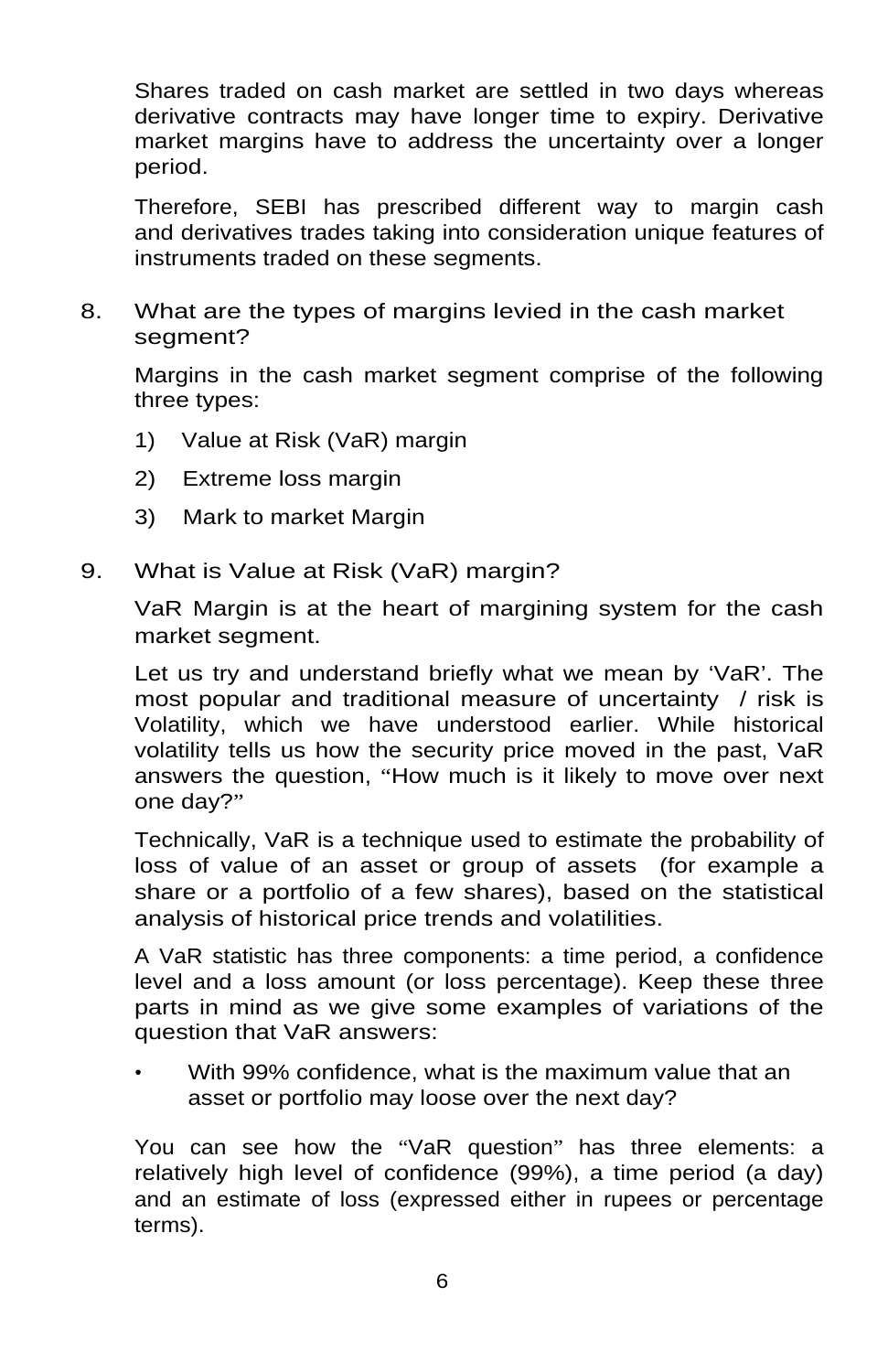Shares traded on cash market are settled in two days whereas derivative contracts may have longer time to expiry. Derivative market margins have to address the uncertainty over a longer period.

Therefore, SEBI has prescribed different way to margin cash and derivatives trades taking into consideration unique features of instruments traded on these segments.

## 8. What are the types of margins levied in the cash market segment?

Margins in the cash market segment comprise of the following three types:

1) Value at Risk (VaR) margin
2) Extreme loss margin
3) Mark to market Margin

## 9. What is Value at Risk (VaR) margin?

VaR Margin is at the heart of margining system for the cash market segment.

Let us try and understand briefly what we mean by 'VaR'. The most popular and traditional measure of uncertainty / risk is Volatility, which we have understood earlier. While historical volatility tells us how the security price moved in the past, VaR answers the question, "How much is it likely to move over next one day?"

Technically, VaR is a technique used to estimate the probability of loss of value of an asset or group of assets (for example a share or a portfolio of a few shares), based on the statistical analysis of historical price trends and volatilities.

A VaR statistic has three components: a time period, a confidence level and a loss amount (or loss percentage). Keep these three parts in mind as we give some examples of variations of the question that VaR answers:

- With 99% confidence, what is the maximum value that an asset or portfolio may loose over the next day?

You can see how the "VaR question" has three elements: a relatively high level of confidence (99%), a time period (a day) and an estimate of loss (expressed either in rupees or percentage terms).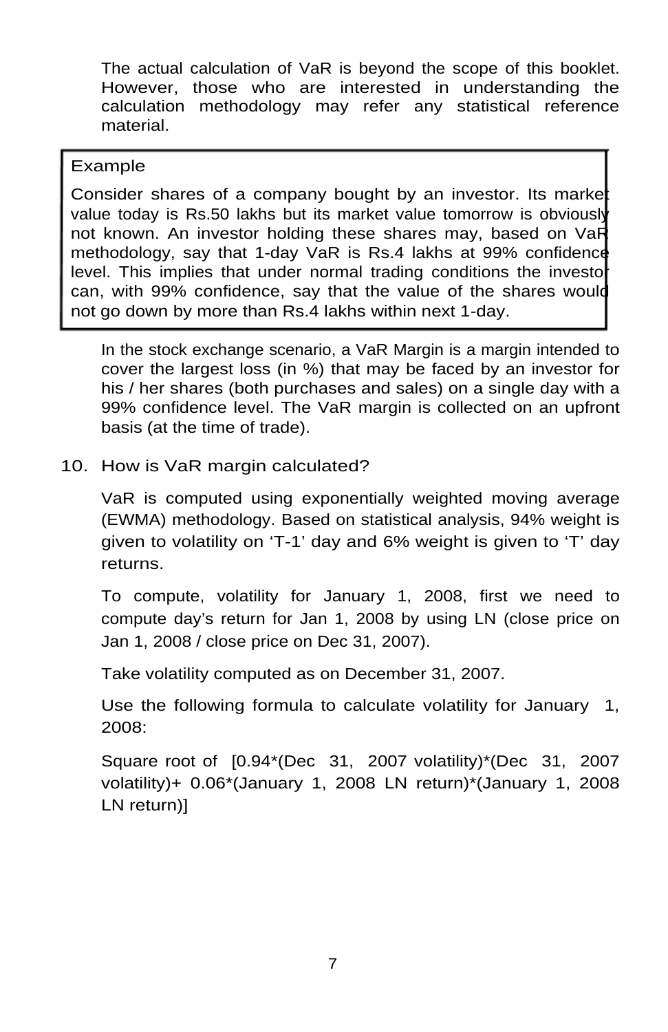The actual calculation of VaR is beyond the scope of this booklet. However, those who are interested in understanding the calculation methodology may refer any statistical reference material.

> Example
>
> Consider shares of a company bought by an investor. Its market value today is Rs.50 lakhs but its market value tomorrow is obviously not known. An investor holding these shares may, based on VaR methodology, say that 1-day VaR is Rs.4 lakhs at 99% confidence level. This implies that under normal trading conditions the investor can, with 99% confidence, say that the value of the shares would not go down by more than Rs.4 lakhs within next 1-day.

In the stock exchange scenario, a VaR Margin is a margin intended to cover the largest loss (in %) that may be faced by an investor for his / her shares (both purchases and sales) on a single day with a 99% confidence level. The VaR margin is collected on an upfront basis (at the time of trade).

10. How is VaR margin calculated?

VaR is computed using exponentially weighted moving average (EWMA) methodology. Based on statistical analysis, 94% weight is given to volatility on 'T-1' day and 6% weight is given to 'T' day returns.

To compute, volatility for January 1, 2008, first we need to compute day's return for Jan 1, 2008 by using LN (close price on Jan 1, 2008 / close price on Dec 31, 2007).

Take volatility computed as on December 31, 2007.

Use the following formula to calculate volatility for January 1, 2008:

Square root of [0.94*(Dec 31, 2007 volatility)*(Dec 31, 2007 volatility)+ 0.06*(January 1, 2008 LN return)*(January 1, 2008 LN return)]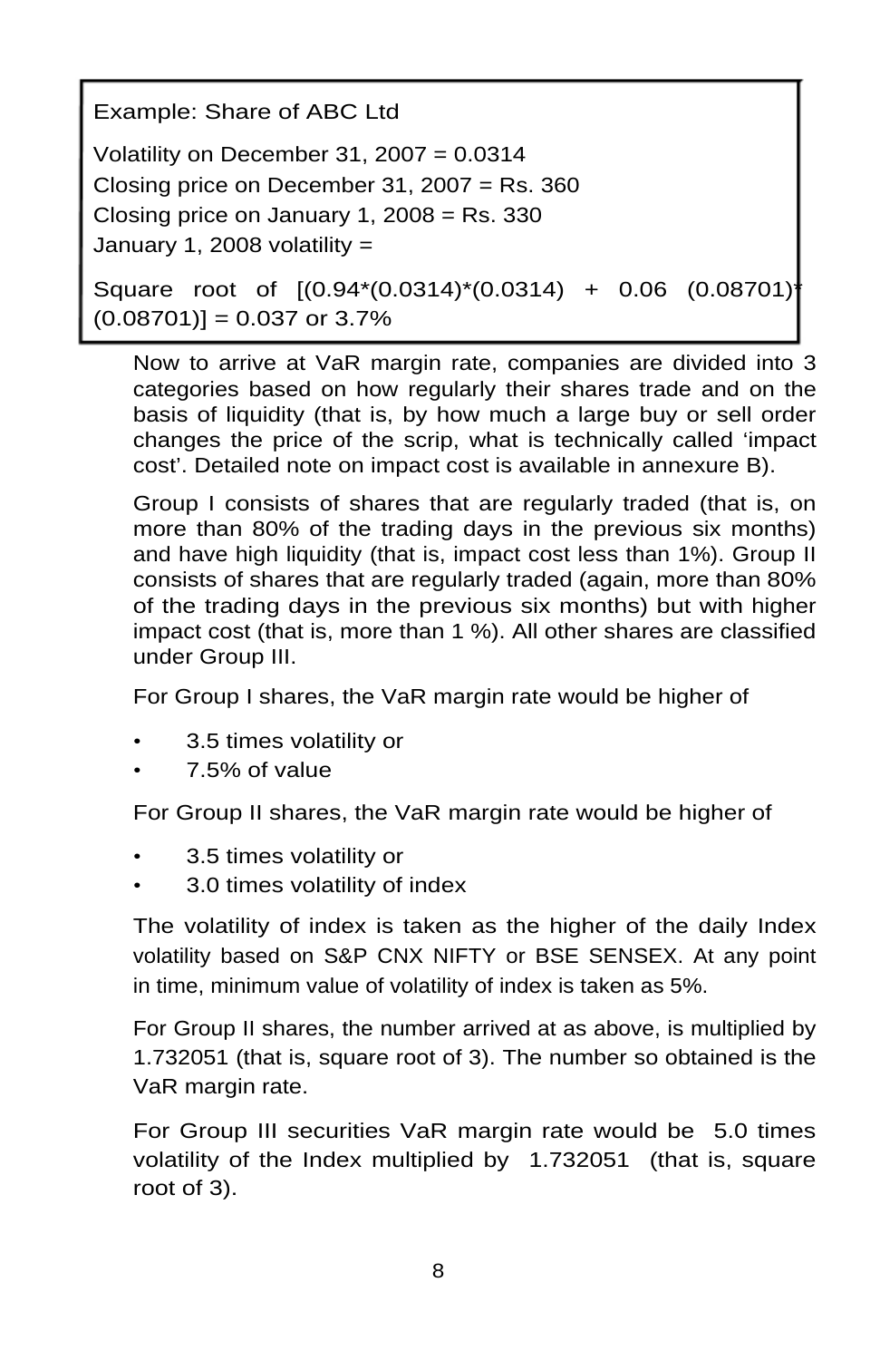Example: Share of ABC Ltd

Volatility on December 31, 2007 = 0.0314

Closing price on December 31, 2007 = Rs. 360

Closing price on January 1, 2008 = Rs. 330

January 1, 2008 volatility =

Square root of [(0.94*(0.0314)*(0.0314) + 0.06 (0.08701)* (0.08701)] = 0.037 or 3.7%

Now to arrive at VaR margin rate, companies are divided into 3 categories based on how regularly their shares trade and on the basis of liquidity (that is, by how much a large buy or sell order changes the price of the scrip, what is technically called 'impact cost'. Detailed note on impact cost is available in annexure B).

Group I consists of shares that are regularly traded (that is, on more than 80% of the trading days in the previous six months) and have high liquidity (that is, impact cost less than 1%). Group II consists of shares that are regularly traded (again, more than 80% of the trading days in the previous six months) but with higher impact cost (that is, more than 1 %). All other shares are classified under Group III.

For Group I shares, the VaR margin rate would be higher of

- 3.5 times volatility or
- 7.5% of value

For Group II shares, the VaR margin rate would be higher of

- 3.5 times volatility or
- 3.0 times volatility of index

The volatility of index is taken as the higher of the daily Index volatility based on S&P CNX NIFTY or BSE SENSEX. At any point in time, minimum value of volatility of index is taken as 5%.

For Group II shares, the number arrived at as above, is multiplied by 1.732051 (that is, square root of 3). The number so obtained is the VaR margin rate.

For Group III securities VaR margin rate would be 5.0 times volatility of the Index multiplied by 1.732051 (that is, square root of 3).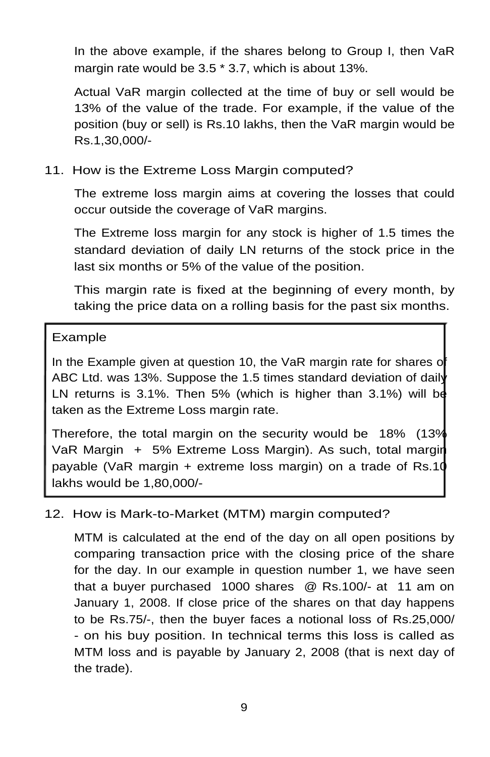In the above example, if the shares belong to Group I, then VaR margin rate would be 3.5 * 3.7, which is about 13%.

Actual VaR margin collected at the time of buy or sell would be 13% of the value of the trade. For example, if the value of the position (buy or sell) is Rs.10 lakhs, then the VaR margin would be Rs.1,30,000/-

11. How is the Extreme Loss Margin computed?

The extreme loss margin aims at covering the losses that could occur outside the coverage of VaR margins.

The Extreme loss margin for any stock is higher of 1.5 times the standard deviation of daily LN returns of the stock price in the last six months or 5% of the value of the position.

This margin rate is fixed at the beginning of every month, by taking the price data on a rolling basis for the past six months.

> Example
>
> In the Example given at question 10, the VaR margin rate for shares of ABC Ltd. was 13%. Suppose the 1.5 times standard deviation of daily LN returns is 3.1%. Then 5% (which is higher than 3.1%) will be taken as the Extreme Loss margin rate.
>
> Therefore, the total margin on the security would be 18% (13% VaR Margin + 5% Extreme Loss Margin). As such, total margin payable (VaR margin + extreme loss margin) on a trade of Rs.10 lakhs would be 1,80,000/-

12. How is Mark-to-Market (MTM) margin computed?

MTM is calculated at the end of the day on all open positions by comparing transaction price with the closing price of the share for the day. In our example in question number 1, we have seen that a buyer purchased 1000 shares @ Rs.100/- at 11 am on January 1, 2008. If close price of the shares on that day happens to be Rs.75/-, then the buyer faces a notional loss of Rs.25,000/- on his buy position. In technical terms this loss is called as MTM loss and is payable by January 2, 2008 (that is next day of the trade).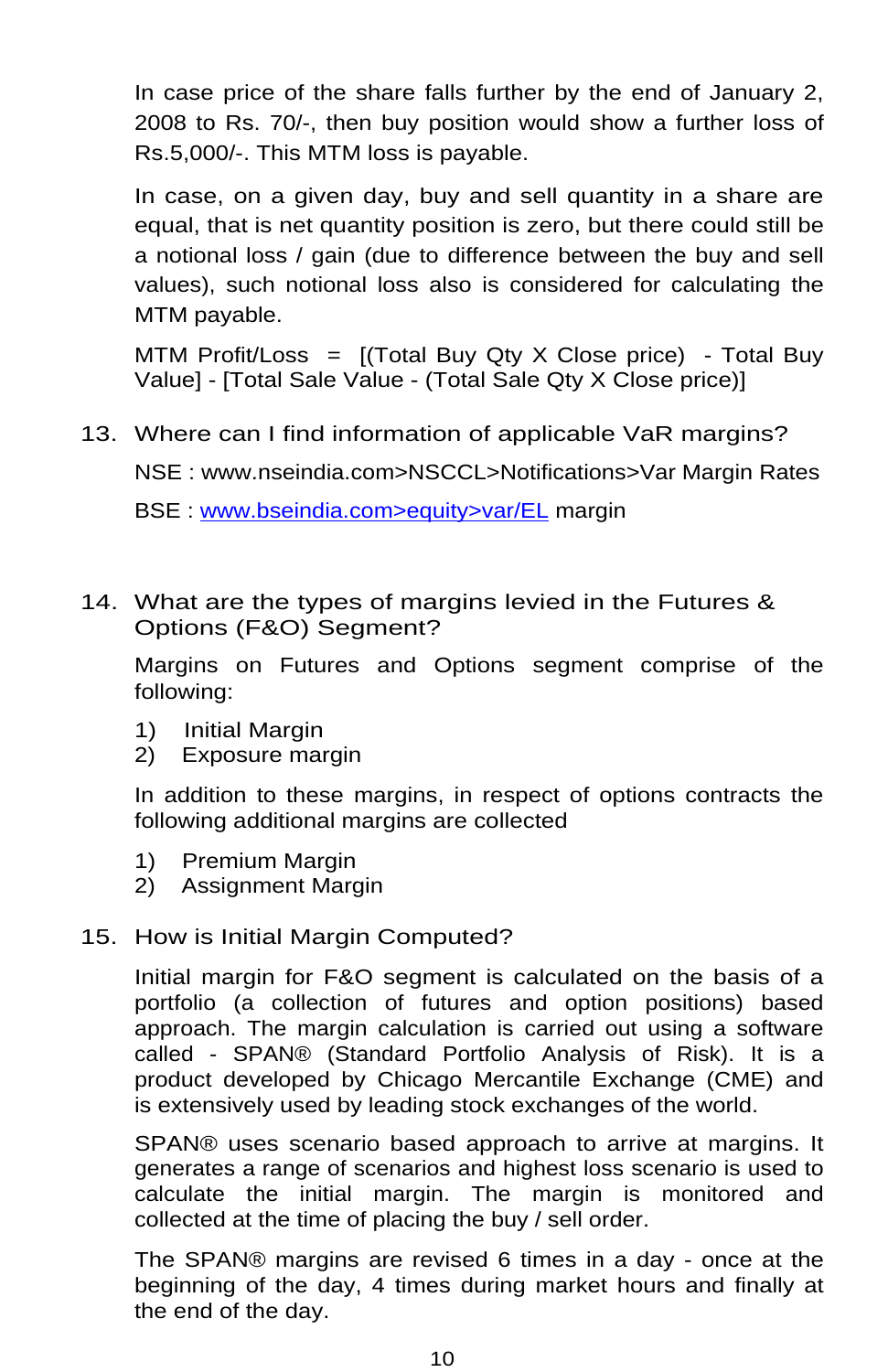In case price of the share falls further by the end of January 2, 2008 to Rs. 70/-, then buy position would show a further loss of Rs.5,000/-. This MTM loss is payable.

In case, on a given day, buy and sell quantity in a share are equal, that is net quantity position is zero, but there could still be a notional loss / gain (due to difference between the buy and sell values), such notional loss also is considered for calculating the MTM payable.

MTM Profit/Loss = [(Total Buy Qty X Close price) - Total Buy Value] - [Total Sale Value - (Total Sale Qty X Close price)]

13. Where can I find information of applicable VaR margins?

    NSE : www.nseindia.com>NSCCL>Notifications>Var Margin Rates

    BSE : www.bseindia.com>equity>var/EL margin

14. What are the types of margins levied in the Futures & Options (F&O) Segment?

    Margins on Futures and Options segment comprise of the following:

    1) Initial Margin
    2) Exposure margin

    In addition to these margins, in respect of options contracts the following additional margins are collected

    1) Premium Margin
    2) Assignment Margin

15. How is Initial Margin Computed?

    Initial margin for F&O segment is calculated on the basis of a portfolio (a collection of futures and option positions) based approach. The margin calculation is carried out using a software called - SPAN® (Standard Portfolio Analysis of Risk). It is a product developed by Chicago Mercantile Exchange (CME) and is extensively used by leading stock exchanges of the world.

    SPAN® uses scenario based approach to arrive at margins. It generates a range of scenarios and highest loss scenario is used to calculate the initial margin. The margin is monitored and collected at the time of placing the buy / sell order.

    The SPAN® margins are revised 6 times in a day - once at the beginning of the day, 4 times during market hours and finally at the end of the day.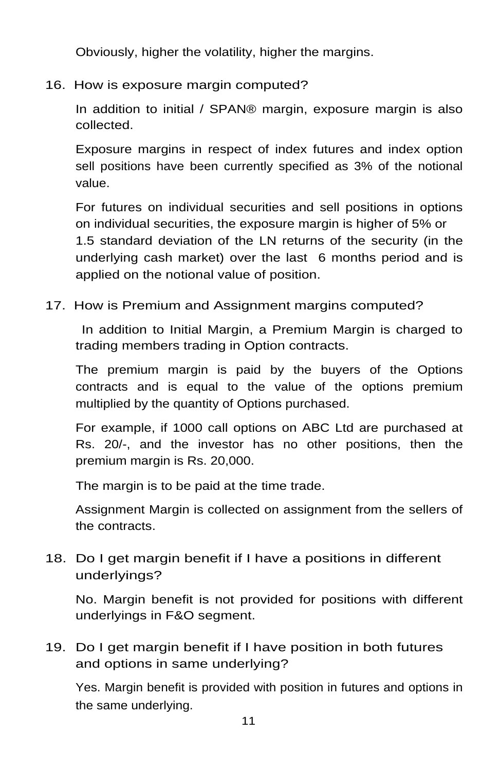Obviously, higher the volatility, higher the margins.

16. How is exposure margin computed?

    In addition to initial / SPAN® margin, exposure margin is also collected.

    Exposure margins in respect of index futures and index option sell positions have been currently specified as 3% of the notional value.

    For futures on individual securities and sell positions in options on individual securities, the exposure margin is higher of 5% or 1.5 standard deviation of the LN returns of the security (in the underlying cash market) over the last 6 months period and is applied on the notional value of position.

17. How is Premium and Assignment margins computed?

    In addition to Initial Margin, a Premium Margin is charged to trading members trading in Option contracts.

    The premium margin is paid by the buyers of the Options contracts and is equal to the value of the options premium multiplied by the quantity of Options purchased.

    For example, if 1000 call options on ABC Ltd are purchased at Rs. 20/-, and the investor has no other positions, then the premium margin is Rs. 20,000.

    The margin is to be paid at the time trade.

    Assignment Margin is collected on assignment from the sellers of the contracts.

18. Do I get margin benefit if I have a positions in different underlyings?

    No. Margin benefit is not provided for positions with different underlyings in F&O segment.

19. Do I get margin benefit if I have position in both futures and options in same underlying?

    Yes. Margin benefit is provided with position in futures and options in the same underlying.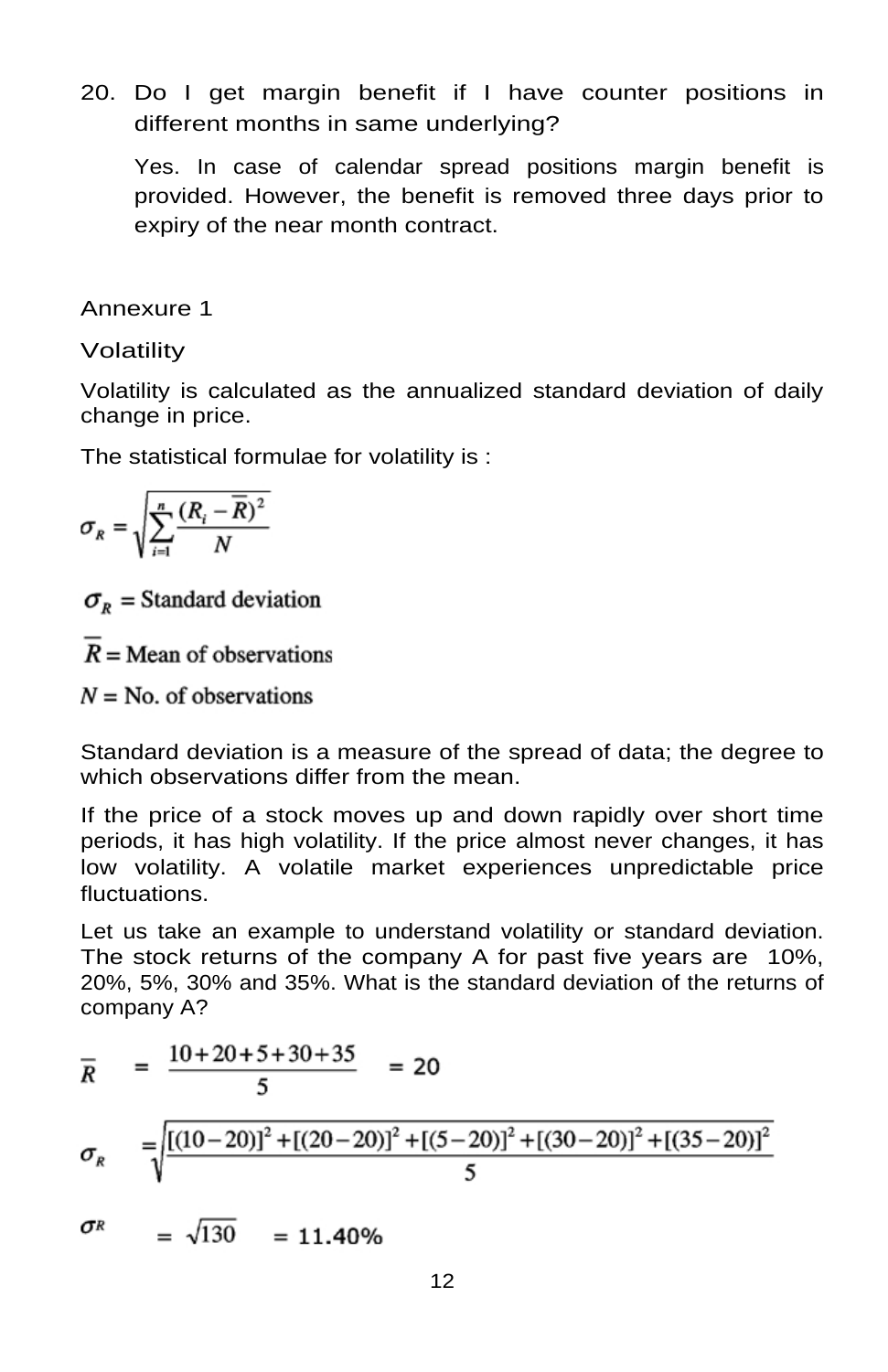20. Do I get margin benefit if I have counter positions in different months in same underlying?

    Yes. In case of calendar spread positions margin benefit is provided. However, the benefit is removed three days prior to expiry of the near month contract.

## Annexure 1

### Volatility

Volatility is calculated as the annualized standard deviation of daily change in price.

The statistical formulae for volatility is :

$$\sigma_R = \sqrt{\sum_{i=1}^{n} \frac{(R_i - \overline{R})^2}{N}}$$

$\sigma_R$ = Standard deviation

$\overline{R}$ = Mean of observations

$N$ = No. of observations

Standard deviation is a measure of the spread of data; the degree to which observations differ from the mean.

If the price of a stock moves up and down rapidly over short time periods, it has high volatility. If the price almost never changes, it has low volatility. A volatile market experiences unpredictable price fluctuations.

Let us take an example to understand volatility or standard deviation. The stock returns of the company A for past five years are 10%, 20%, 5%, 30% and 35%. What is the standard deviation of the returns of company A?

$$\overline{R} = \frac{10+20+5+30+35}{5} = 20$$

$$\sigma_R = \sqrt{\frac{[(10-20)]^2 + [(20-20)]^2 + [(5-20)]^2 + [(30-20)]^2 + [(35-20)]^2}{5}}$$

$$\sigma_R = \sqrt{130} = 11.40\%$$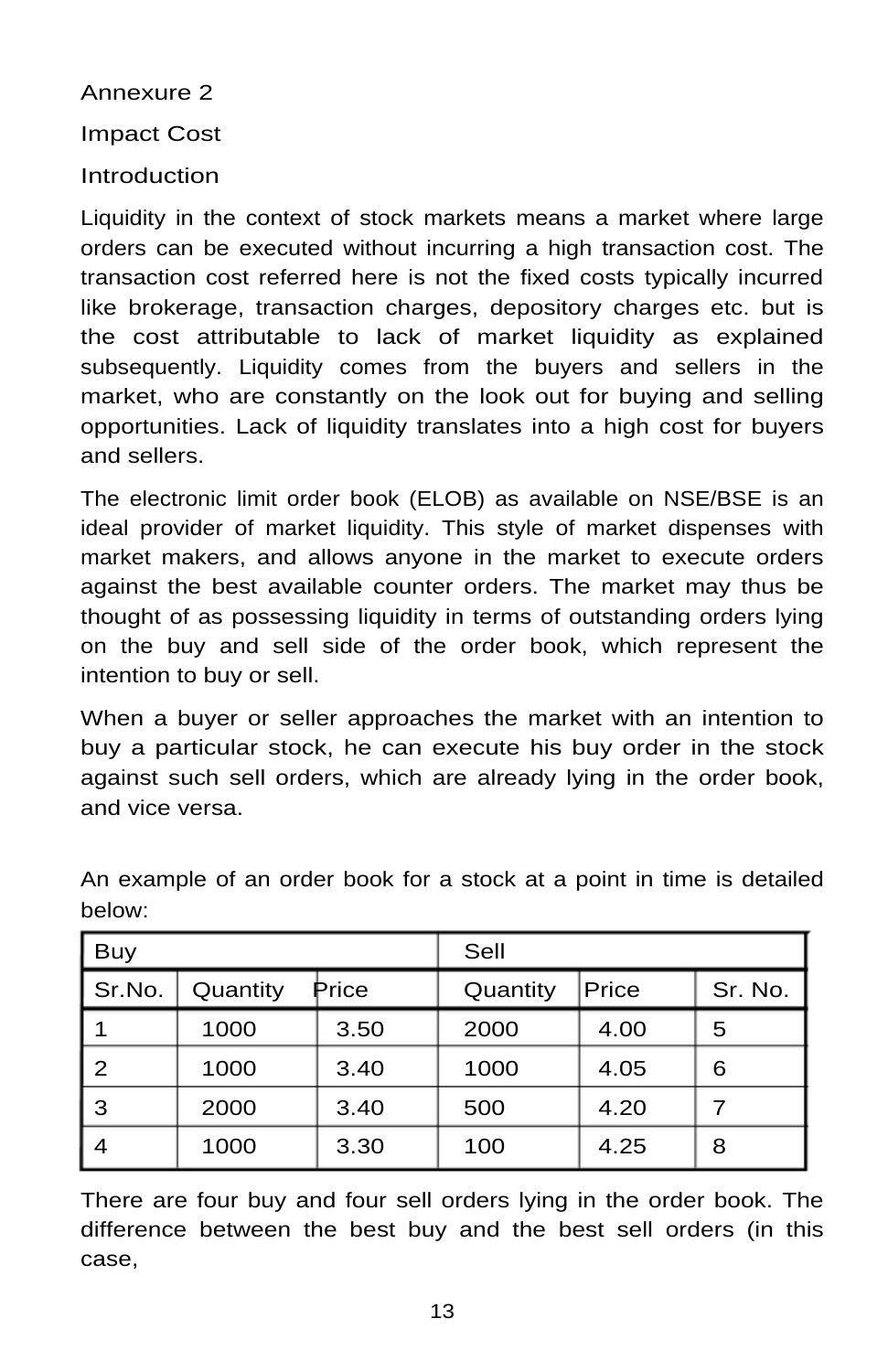Annexure 2

Impact Cost

Introduction

Liquidity in the context of stock markets means a market where large orders can be executed without incurring a high transaction cost. The transaction cost referred here is not the fixed costs typically incurred like brokerage, transaction charges, depository charges etc. but is the cost attributable to lack of market liquidity as explained subsequently. Liquidity comes from the buyers and sellers in the market, who are constantly on the look out for buying and selling opportunities. Lack of liquidity translates into a high cost for buyers and sellers.

The electronic limit order book (ELOB) as available on NSE/BSE is an ideal provider of market liquidity. This style of market dispenses with market makers, and allows anyone in the market to execute orders against the best available counter orders. The market may thus be thought of as possessing liquidity in terms of outstanding orders lying on the buy and sell side of the order book, which represent the intention to buy or sell.

When a buyer or seller approaches the market with an intention to buy a particular stock, he can execute his buy order in the stock against such sell orders, which are already lying in the order book, and vice versa.

An example of an order book for a stock at a point in time is detailed below:

| Buy | | | Sell | | |
|---|---|---|---|---|---|
| Sr.No. | Quantity | Price | Quantity | Price | Sr. No. |
| 1 | 1000 | 3.50 | 2000 | 4.00 | 5 |
| 2 | 1000 | 3.40 | 1000 | 4.05 | 6 |
| 3 | 2000 | 3.40 | 500 | 4.20 | 7 |
| 4 | 1000 | 3.30 | 100 | 4.25 | 8 |

There are four buy and four sell orders lying in the order book. The difference between the best buy and the best sell orders (in this case,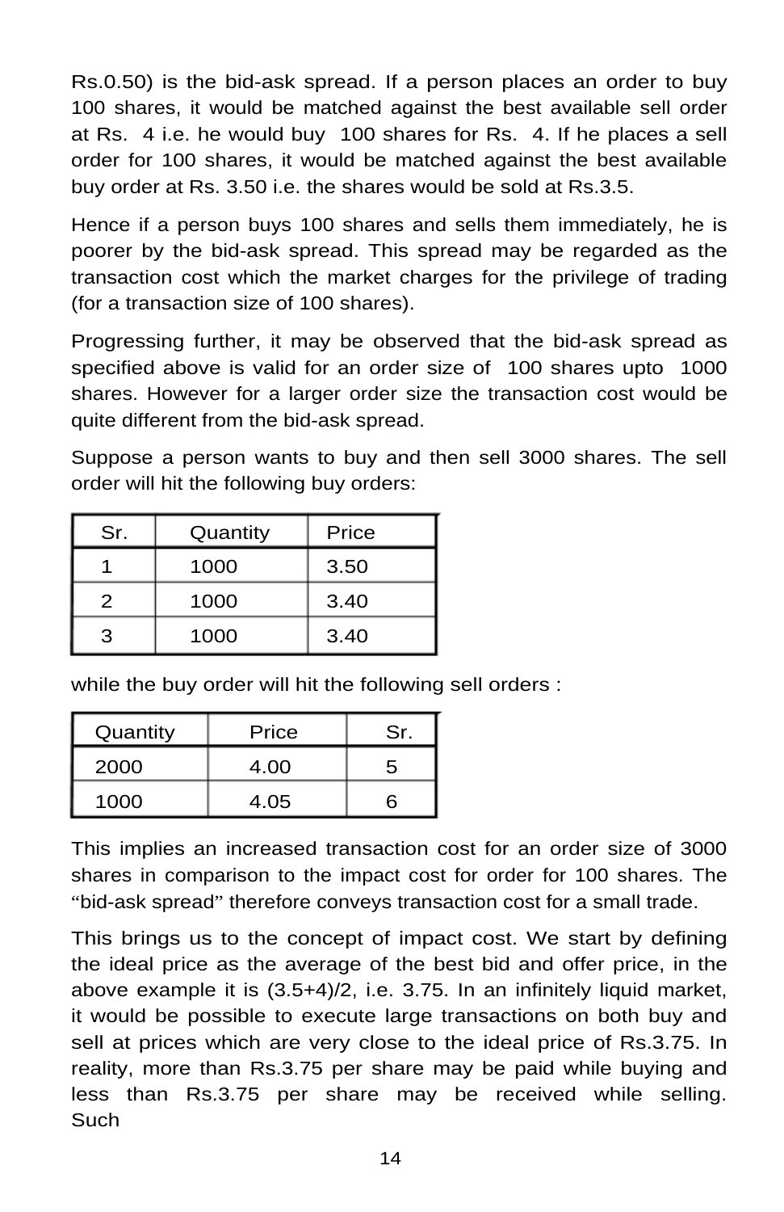Rs.0.50) is the bid-ask spread. If a person places an order to buy 100 shares, it would be matched against the best available sell order at Rs. 4 i.e. he would buy 100 shares for Rs. 4. If he places a sell order for 100 shares, it would be matched against the best available buy order at Rs. 3.50 i.e. the shares would be sold at Rs.3.5.

Hence if a person buys 100 shares and sells them immediately, he is poorer by the bid-ask spread. This spread may be regarded as the transaction cost which the market charges for the privilege of trading (for a transaction size of 100 shares).

Progressing further, it may be observed that the bid-ask spread as specified above is valid for an order size of 100 shares upto 1000 shares. However for a larger order size the transaction cost would be quite different from the bid-ask spread.

Suppose a person wants to buy and then sell 3000 shares. The sell order will hit the following buy orders:

| Sr. | Quantity | Price |
|---|---|---|
| 1 | 1000 | 3.50 |
| 2 | 1000 | 3.40 |
| 3 | 1000 | 3.40 |

while the buy order will hit the following sell orders :

| Quantity | Price | Sr. |
|---|---|---|
| 2000 | 4.00 | 5 |
| 1000 | 4.05 | 6 |

This implies an increased transaction cost for an order size of 3000 shares in comparison to the impact cost for order for 100 shares. The "bid-ask spread" therefore conveys transaction cost for a small trade.

This brings us to the concept of impact cost. We start by defining the ideal price as the average of the best bid and offer price, in the above example it is (3.5+4)/2, i.e. 3.75. In an infinitely liquid market, it would be possible to execute large transactions on both buy and sell at prices which are very close to the ideal price of Rs.3.75. In reality, more than Rs.3.75 per share may be paid while buying and less than Rs.3.75 per share may be received while selling. Such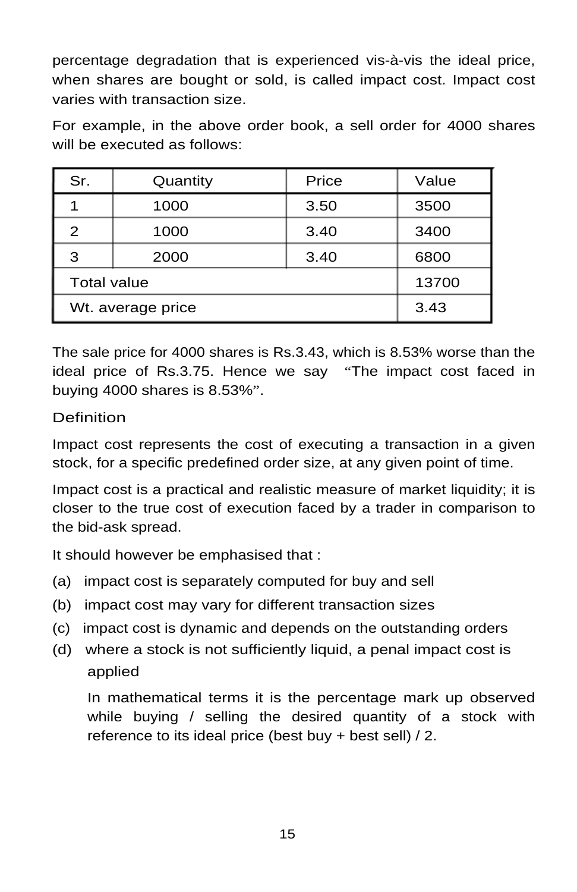percentage degradation that is experienced vis-à-vis the ideal price, when shares are bought or sold, is called impact cost. Impact cost varies with transaction size.

For example, in the above order book, a sell order for 4000 shares will be executed as follows:

| Sr. | Quantity | Price | Value |
|---|---|---|---|
| 1 | 1000 | 3.50 | 3500 |
| 2 | 1000 | 3.40 | 3400 |
| 3 | 2000 | 3.40 | 6800 |
| Total value | | | 13700 |
| Wt. average price | | | 3.43 |

The sale price for 4000 shares is Rs.3.43, which is 8.53% worse than the ideal price of Rs.3.75. Hence we say "The impact cost faced in buying 4000 shares is 8.53%".

## Definition

Impact cost represents the cost of executing a transaction in a given stock, for a specific predefined order size, at any given point of time.

Impact cost is a practical and realistic measure of market liquidity; it is closer to the true cost of execution faced by a trader in comparison to the bid-ask spread.

It should however be emphasised that :

(a) impact cost is separately computed for buy and sell

(b) impact cost may vary for different transaction sizes

(c) impact cost is dynamic and depends on the outstanding orders

(d) where a stock is not sufficiently liquid, a penal impact cost is applied

In mathematical terms it is the percentage mark up observed while buying / selling the desired quantity of a stock with reference to its ideal price (best buy + best sell) / 2.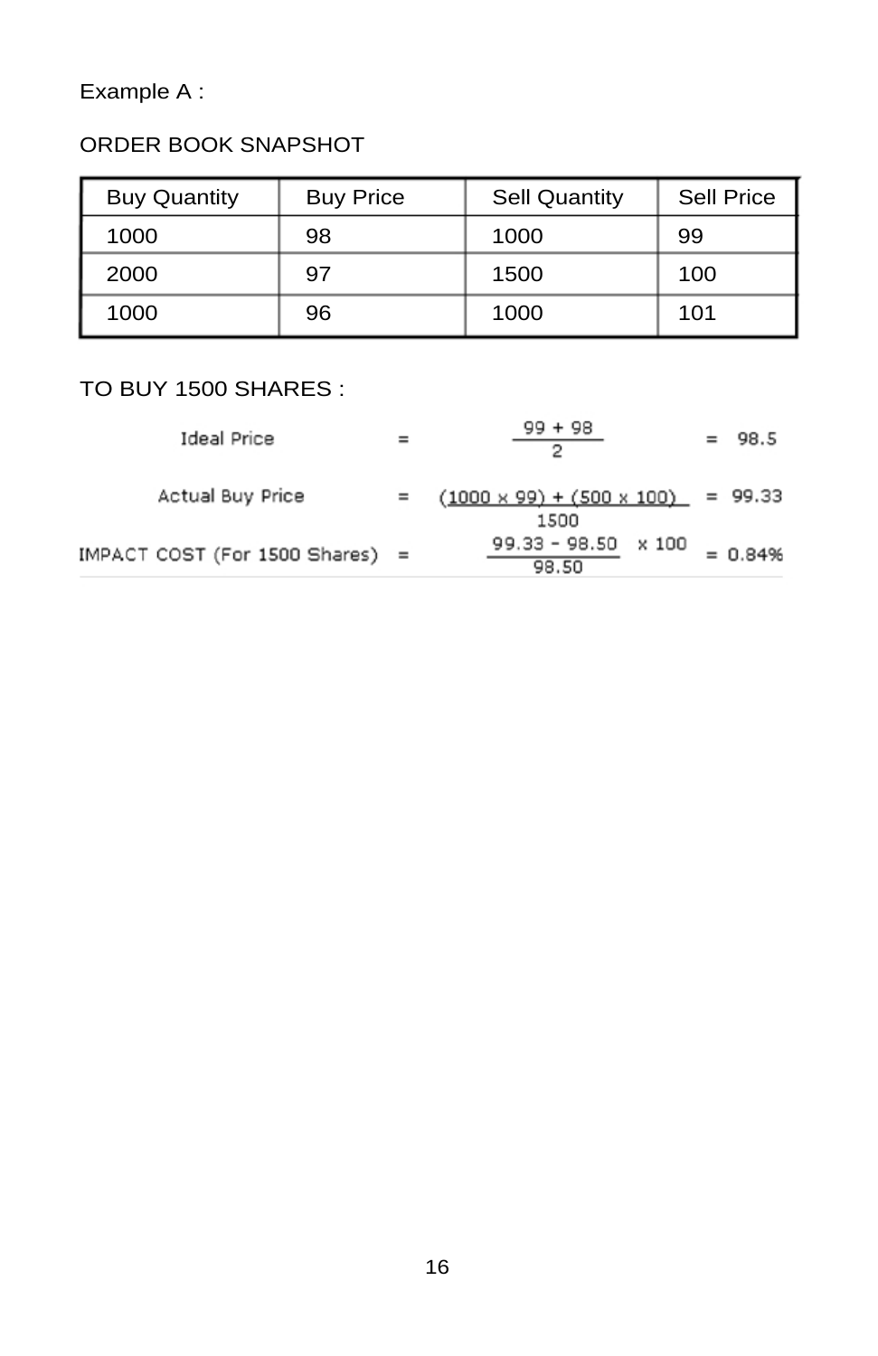Example A :

ORDER BOOK SNAPSHOT

| Buy Quantity | Buy Price | Sell Quantity | Sell Price |
|---|---|---|---|
| 1000 | 98 | 1000 | 99 |
| 2000 | 97 | 1500 | 100 |
| 1000 | 96 | 1000 | 101 |

TO BUY 1500 SHARES :

$$\text{Ideal Price} = \frac{99 + 98}{2} = 98.5$$

$$\text{Actual Buy Price} = \frac{(1000 \times 99) + (500 \times 100)}{1500} = 99.33$$

$$\text{IMPACT COST (For 1500 Shares)} = \frac{99.33 - 98.50}{98.50} \times 100 = 0.84\%$$